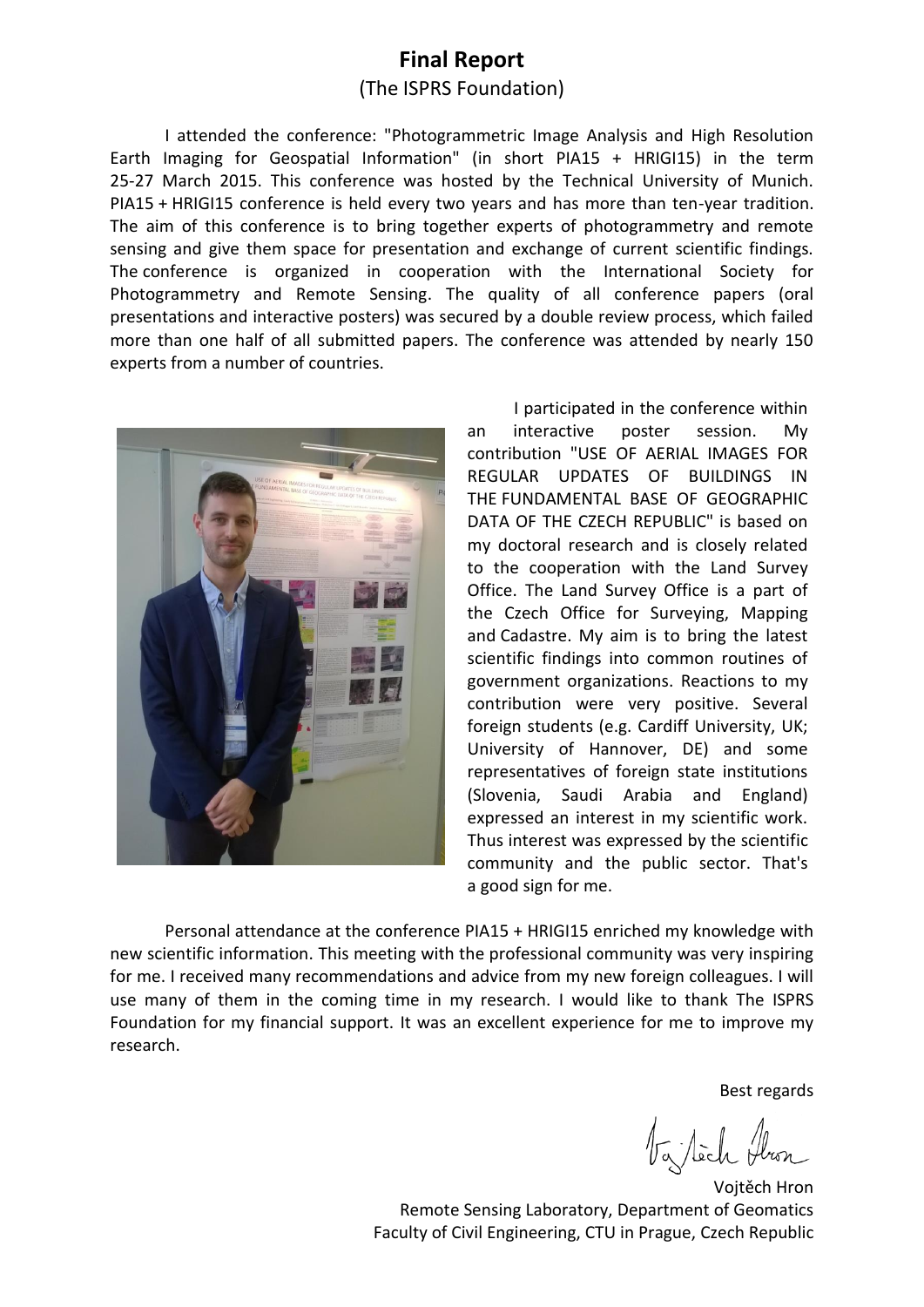# Final Report

(The ISPRS Foundation)

I attended the conference: "Photogrammetric Image Analysis and High Resolution Earth Imaging for Geospatial Information" (in short PIA15 + HRIGI15) in the term 25-27 March 2015. This conference was hosted by the Technical University of Munich. PIA15 + HRIGI15 conference is held every two years and has more than ten-year tradition. The aim of this conference is to bring together experts of photogrammetry and remote sensing and give them space for presentation and exchange of current scientific findings. The conference is organized in cooperation with the International Society for Photogrammetry and Remote Sensing. The quality of all conference papers (oral presentations and interactive posters) was secured by a double review process, which failed more than one half of all submitted papers. The conference was attended by nearly 150 experts from a number of countries.

I participated in the conference within an interactive poster session. My contribution "USE OF AERIAL IMAGES FOR REGULAR UPDATES OF BUILDINGS IN THE FUNDAMENTAL BASE OF GEOGRAPHIC DATA OF THE CZECH REPUBLIC" is based on my doctoral research and is closely related to the cooperation with the Land Survey Office. The Land Survey Office is a part of the Czech Office for Surveying, Mapping and Cadastre. My aim is to bring the latest scientific findings into common routines of government organizations. Reactions to my contribution were very positive. Several foreign students (e.g. Cardiff University, UK; University of Hannover, DE) and some representatives of foreign state institutions (Slovenia, Saudi Arabia and England) expressed an interest in my scientific work. Thus interest was expressed by the scientific community and the public sector. That's a good sign for me.

Personal attendance at the conference PIA15 + HRIGI15 enriched my knowledge with new scientific information. This meeting with the professional community was very inspiring for me. I received many recommendations and advice from my new foreign colleagues. I will use many of them in the coming time in my research. I would like to thank The ISPRS Foundation for my financial support. It was an excellent experience for me to improve my research.

Best regards

Vojtěch Hron

Vojtěch Hron
Remote Sensing Laboratory, Department of Geomatics
Faculty of Civil Engineering, CTU in Prague, Czech Republic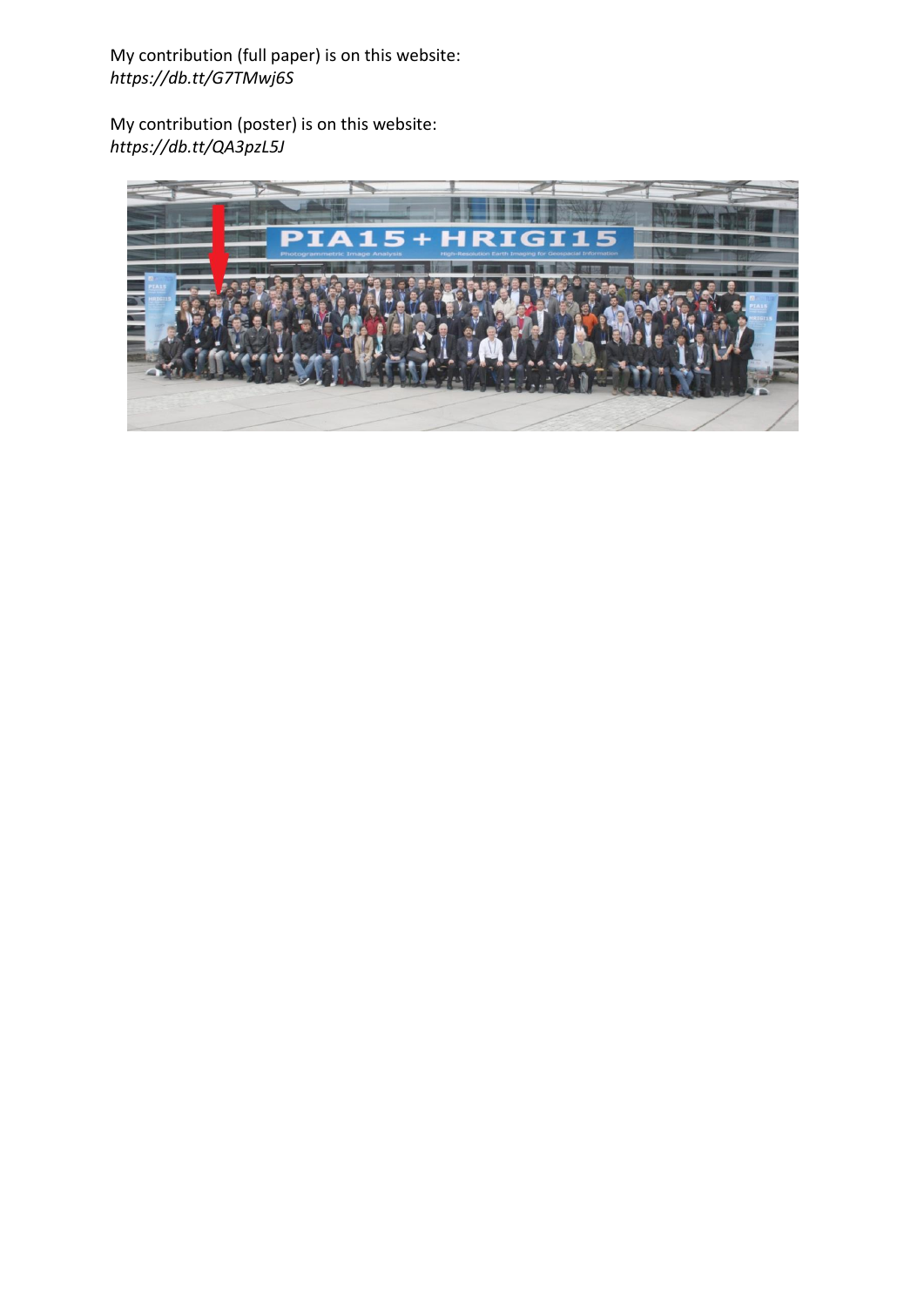My contribution (full paper) is on this website:
*https://db.tt/G7TMwj6S*

My contribution (poster) is on this website:
*https://db.tt/QA3pzL5J*